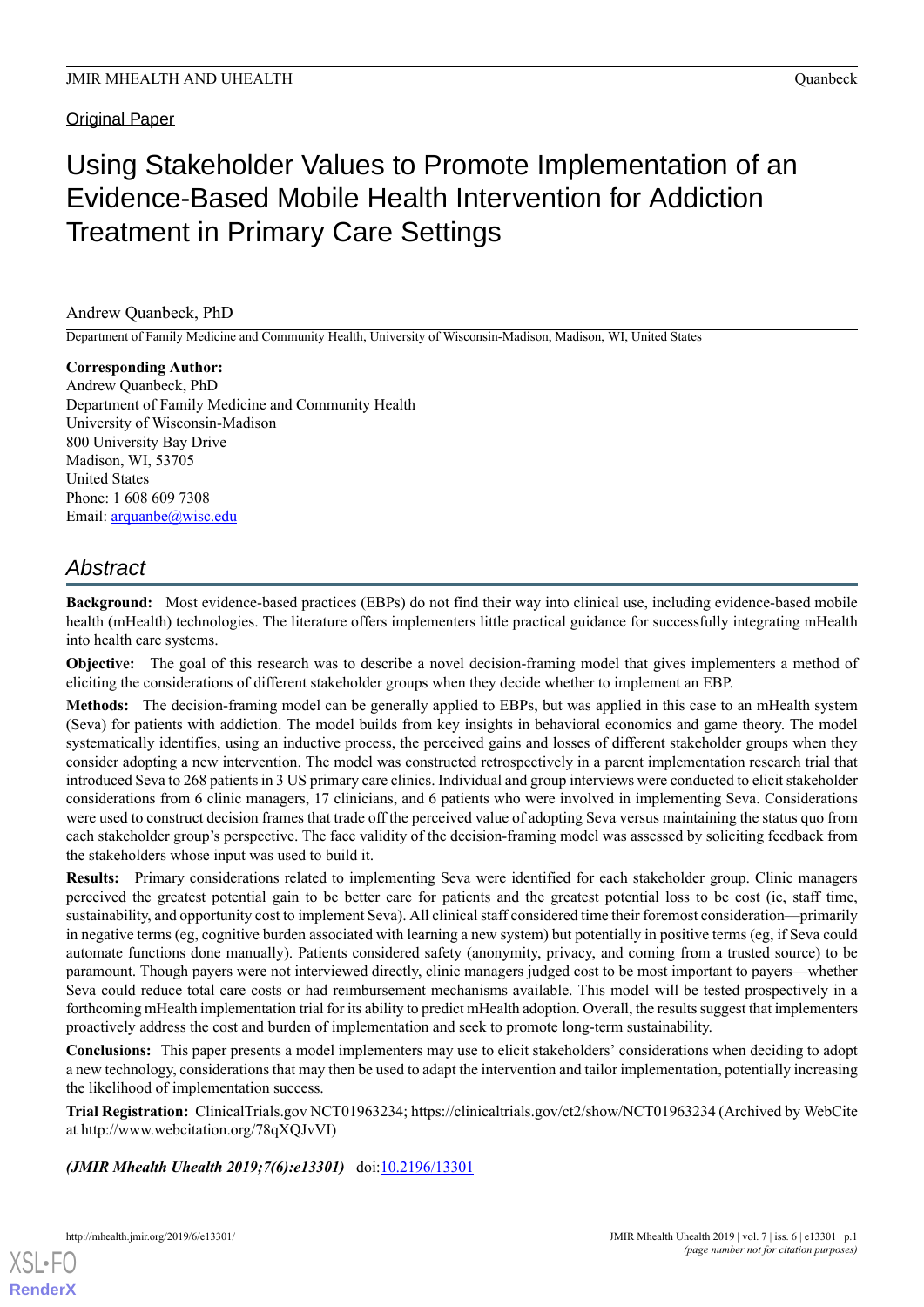Original Paper

# Using Stakeholder Values to Promote Implementation of an Evidence-Based Mobile Health Intervention for Addiction Treatment in Primary Care Settings

Andrew Quanbeck, PhD

Department of Family Medicine and Community Health, University of Wisconsin-Madison, Madison, WI, United States

**Corresponding Author:**
Andrew Quanbeck, PhD
Department of Family Medicine and Community Health
University of Wisconsin-Madison
800 University Bay Drive
Madison, WI, 53705
United States
Phone: 1 608 609 7308
Email: arquanbe@wisc.edu

## Abstract

**Background:** Most evidence-based practices (EBPs) do not find their way into clinical use, including evidence-based mobile health (mHealth) technologies. The literature offers implementers little practical guidance for successfully integrating mHealth into health care systems.

**Objective:** The goal of this research was to describe a novel decision-framing model that gives implementers a method of eliciting the considerations of different stakeholder groups when they decide whether to implement an EBP.

**Methods:** The decision-framing model can be generally applied to EBPs, but was applied in this case to an mHealth system (Seva) for patients with addiction. The model builds from key insights in behavioral economics and game theory. The model systematically identifies, using an inductive process, the perceived gains and losses of different stakeholder groups when they consider adopting a new intervention. The model was constructed retrospectively in a parent implementation research trial that introduced Seva to 268 patients in 3 US primary care clinics. Individual and group interviews were conducted to elicit stakeholder considerations from 6 clinic managers, 17 clinicians, and 6 patients who were involved in implementing Seva. Considerations were used to construct decision frames that trade off the perceived value of adopting Seva versus maintaining the status quo from each stakeholder group's perspective. The face validity of the decision-framing model was assessed by soliciting feedback from the stakeholders whose input was used to build it.

**Results:** Primary considerations related to implementing Seva were identified for each stakeholder group. Clinic managers perceived the greatest potential gain to be better care for patients and the greatest potential loss to be cost (ie, staff time, sustainability, and opportunity cost to implement Seva). All clinical staff considered time their foremost consideration—primarily in negative terms (eg, cognitive burden associated with learning a new system) but potentially in positive terms (eg, if Seva could automate functions done manually). Patients considered safety (anonymity, privacy, and coming from a trusted source) to be paramount. Though payers were not interviewed directly, clinic managers judged cost to be most important to payers—whether Seva could reduce total care costs or had reimbursement mechanisms available. This model will be tested prospectively in a forthcoming mHealth implementation trial for its ability to predict mHealth adoption. Overall, the results suggest that implementers proactively address the cost and burden of implementation and seek to promote long-term sustainability.

**Conclusions:** This paper presents a model implementers may use to elicit stakeholders' considerations when deciding to adopt a new technology, considerations that may then be used to adapt the intervention and tailor implementation, potentially increasing the likelihood of implementation success.

**Trial Registration:** ClinicalTrials.gov NCT01963234; https://clinicaltrials.gov/ct2/show/NCT01963234 (Archived by WebCite at http://www.webcitation.org/78qXQJvVI)

***(JMIR Mhealth Uhealth 2019;7(6):e13301)*** doi:10.2196/13301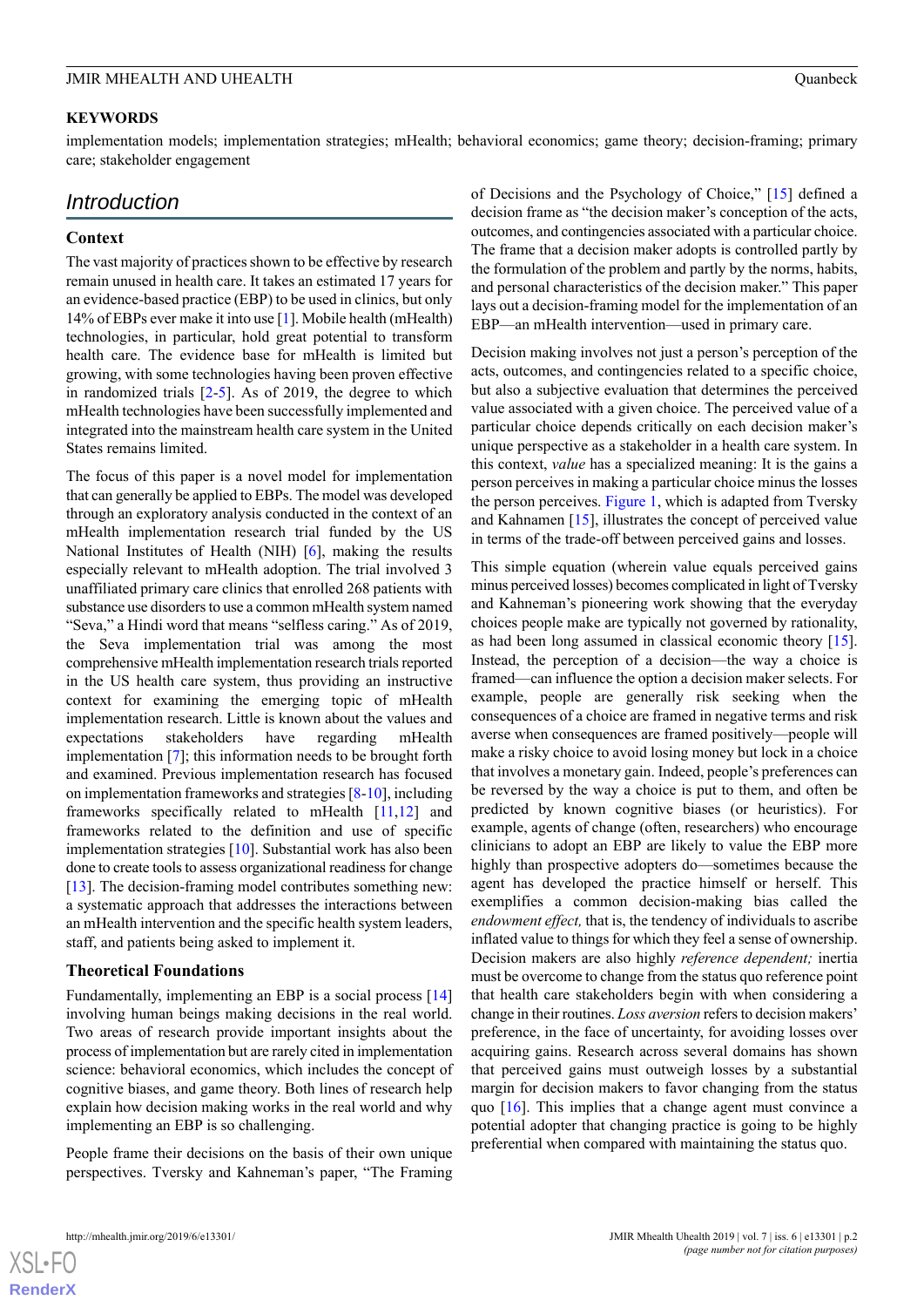**KEYWORDS**

implementation models; implementation strategies; mHealth; behavioral economics; game theory; decision-framing; primary care; stakeholder engagement

## Introduction

### Context

The vast majority of practices shown to be effective by research remain unused in health care. It takes an estimated 17 years for an evidence-based practice (EBP) to be used in clinics, but only 14% of EBPs ever make it into use [1]. Mobile health (mHealth) technologies, in particular, hold great potential to transform health care. The evidence base for mHealth is limited but growing, with some technologies having been proven effective in randomized trials [2-5]. As of 2019, the degree to which mHealth technologies have been successfully implemented and integrated into the mainstream health care system in the United States remains limited.

The focus of this paper is a novel model for implementation that can generally be applied to EBPs. The model was developed through an exploratory analysis conducted in the context of an mHealth implementation research trial funded by the US National Institutes of Health (NIH) [6], making the results especially relevant to mHealth adoption. The trial involved 3 unaffiliated primary care clinics that enrolled 268 patients with substance use disorders to use a common mHealth system named "Seva," a Hindi word that means "selfless caring." As of 2019, the Seva implementation trial was among the most comprehensive mHealth implementation research trials reported in the US health care system, thus providing an instructive context for examining the emerging topic of mHealth implementation research. Little is known about the values and expectations stakeholders have regarding mHealth implementation [7]; this information needs to be brought forth and examined. Previous implementation research has focused on implementation frameworks and strategies [8-10], including frameworks specifically related to mHealth [11,12] and frameworks related to the definition and use of specific implementation strategies [10]. Substantial work has also been done to create tools to assess organizational readiness for change [13]. The decision-framing model contributes something new: a systematic approach that addresses the interactions between an mHealth intervention and the specific health system leaders, staff, and patients being asked to implement it.

### Theoretical Foundations

Fundamentally, implementing an EBP is a social process [14] involving human beings making decisions in the real world. Two areas of research provide important insights about the process of implementation but are rarely cited in implementation science: behavioral economics, which includes the concept of cognitive biases, and game theory. Both lines of research help explain how decision making works in the real world and why implementing an EBP is so challenging.

People frame their decisions on the basis of their own unique perspectives. Tversky and Kahneman's paper, "The Framing of Decisions and the Psychology of Choice," [15] defined a decision frame as "the decision maker's conception of the acts, outcomes, and contingencies associated with a particular choice. The frame that a decision maker adopts is controlled partly by the formulation of the problem and partly by the norms, habits, and personal characteristics of the decision maker." This paper lays out a decision-framing model for the implementation of an EBP—an mHealth intervention—used in primary care.

Decision making involves not just a person's perception of the acts, outcomes, and contingencies related to a specific choice, but also a subjective evaluation that determines the perceived value associated with a given choice. The perceived value of a particular choice depends critically on each decision maker's unique perspective as a stakeholder in a health care system. In this context, *value* has a specialized meaning: It is the gains a person perceives in making a particular choice minus the losses the person perceives. Figure 1, which is adapted from Tversky and Kahneman [15], illustrates the concept of perceived value in terms of the trade-off between perceived gains and losses.

This simple equation (wherein value equals perceived gains minus perceived losses) becomes complicated in light of Tversky and Kahneman's pioneering work showing that the everyday choices people make are typically not governed by rationality, as had been long assumed in classical economic theory [15]. Instead, the perception of a decision—the way a choice is framed—can influence the option a decision maker selects. For example, people are generally risk seeking when the consequences of a choice are framed in negative terms and risk averse when consequences are framed positively—people will make a risky choice to avoid losing money but lock in a choice that involves a monetary gain. Indeed, people's preferences can be reversed by the way a choice is put to them, and often be predicted by known cognitive biases (or heuristics). For example, agents of change (often, researchers) who encourage clinicians to adopt an EBP are likely to value the EBP more highly than prospective adopters do—sometimes because the agent has developed the practice himself or herself. This exemplifies a common decision-making bias called the *endowment effect,* that is, the tendency of individuals to ascribe inflated value to things for which they feel a sense of ownership. Decision makers are also highly *reference dependent;* inertia must be overcome to change from the status quo reference point that health care stakeholders begin with when considering a change in their routines. *Loss aversion* refers to decision makers' preference, in the face of uncertainty, for avoiding losses over acquiring gains. Research across several domains has shown that perceived gains must outweigh losses by a substantial margin for decision makers to favor changing from the status quo [16]. This implies that a change agent must convince a potential adopter that changing practice is going to be highly preferential when compared with maintaining the status quo.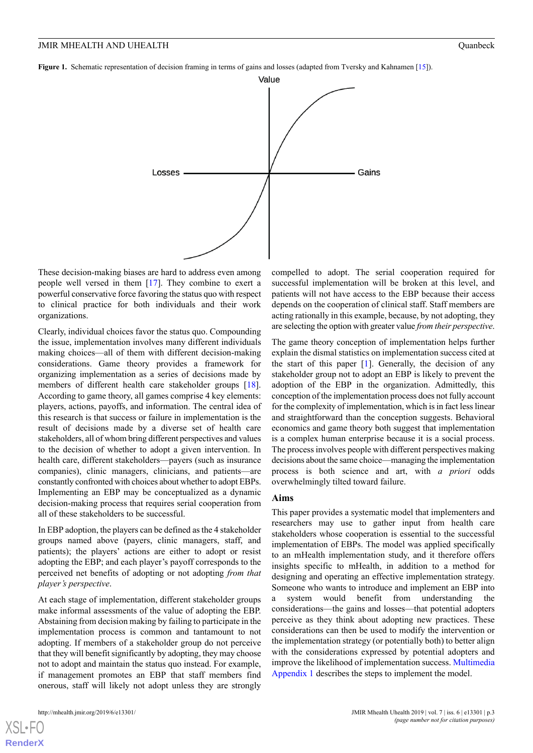**Figure 1.** Schematic representation of decision framing in terms of gains and losses (adapted from Tversky and Kahnamen [15]).

These decision-making biases are hard to address even among people well versed in them [17]. They combine to exert a powerful conservative force favoring the status quo with respect to clinical practice for both individuals and their work organizations.

Clearly, individual choices favor the status quo. Compounding the issue, implementation involves many different individuals making choices—all of them with different decision-making considerations. Game theory provides a framework for organizing implementation as a series of decisions made by members of different health care stakeholder groups [18]. According to game theory, all games comprise 4 key elements: players, actions, payoffs, and information. The central idea of this research is that success or failure in implementation is the result of decisions made by a diverse set of health care stakeholders, all of whom bring different perspectives and values to the decision of whether to adopt a given intervention. In health care, different stakeholders—payers (such as insurance companies), clinic managers, clinicians, and patients—are constantly confronted with choices about whether to adopt EBPs. Implementing an EBP may be conceptualized as a dynamic decision-making process that requires serial cooperation from all of these stakeholders to be successful.

In EBP adoption, the players can be defined as the 4 stakeholder groups named above (payers, clinic managers, staff, and patients); the players' actions are either to adopt or resist adopting the EBP; and each player's payoff corresponds to the perceived net benefits of adopting or not adopting *from that player's perspective*.

At each stage of implementation, different stakeholder groups make informal assessments of the value of adopting the EBP. Abstaining from decision making by failing to participate in the implementation process is common and tantamount to not adopting. If members of a stakeholder group do not perceive that they will benefit significantly by adopting, they may choose not to adopt and maintain the status quo instead. For example, if management promotes an EBP that staff members find onerous, staff will likely not adopt unless they are strongly compelled to adopt. The serial cooperation required for successful implementation will be broken at this level, and patients will not have access to the EBP because their access depends on the cooperation of clinical staff. Staff members are acting rationally in this example, because, by not adopting, they are selecting the option with greater value *from their perspective*.

The game theory conception of implementation helps further explain the dismal statistics on implementation success cited at the start of this paper [1]. Generally, the decision of any stakeholder group not to adopt an EBP is likely to prevent the adoption of the EBP in the organization. Admittedly, this conception of the implementation process does not fully account for the complexity of implementation, which is in fact less linear and straightforward than the conception suggests. Behavioral economics and game theory both suggest that implementation is a complex human enterprise because it is a social process. The process involves people with different perspectives making decisions about the same choice—managing the implementation process is both science and art, with *a priori* odds overwhelmingly tilted toward failure.

## Aims

This paper provides a systematic model that implementers and researchers may use to gather input from health care stakeholders whose cooperation is essential to the successful implementation of EBPs. The model was applied specifically to an mHealth implementation study, and it therefore offers insights specific to mHealth, in addition to a method for designing and operating an effective implementation strategy. Someone who wants to introduce and implement an EBP into a system would benefit from understanding the considerations—the gains and losses—that potential adopters perceive as they think about adopting new practices. These considerations can then be used to modify the intervention or the implementation strategy (or potentially both) to better align with the considerations expressed by potential adopters and improve the likelihood of implementation success. Multimedia Appendix 1 describes the steps to implement the model.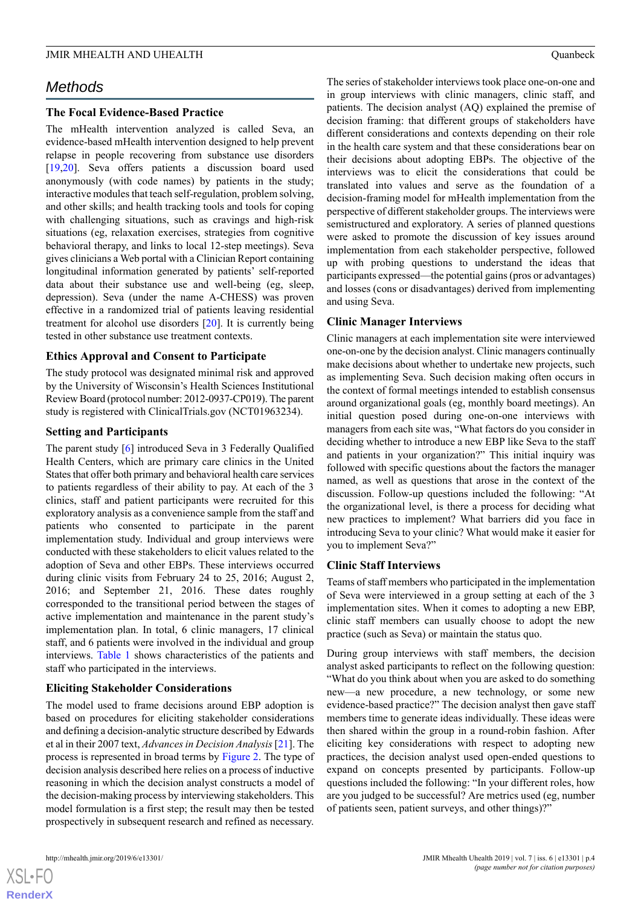# Methods

## The Focal Evidence-Based Practice

The mHealth intervention analyzed is called Seva, an evidence-based mHealth intervention designed to help prevent relapse in people recovering from substance use disorders [19,20]. Seva offers patients a discussion board used anonymously (with code names) by patients in the study; interactive modules that teach self-regulation, problem solving, and other skills; and health tracking tools and tools for coping with challenging situations, such as cravings and high-risk situations (eg, relaxation exercises, strategies from cognitive behavioral therapy, and links to local 12-step meetings). Seva gives clinicians a Web portal with a Clinician Report containing longitudinal information generated by patients' self-reported data about their substance use and well-being (eg, sleep, depression). Seva (under the name A-CHESS) was proven effective in a randomized trial of patients leaving residential treatment for alcohol use disorders [20]. It is currently being tested in other substance use treatment contexts.

## Ethics Approval and Consent to Participate

The study protocol was designated minimal risk and approved by the University of Wisconsin's Health Sciences Institutional Review Board (protocol number: 2012-0937-CP019). The parent study is registered with ClinicalTrials.gov (NCT01963234).

## Setting and Participants

The parent study [6] introduced Seva in 3 Federally Qualified Health Centers, which are primary care clinics in the United States that offer both primary and behavioral health care services to patients regardless of their ability to pay. At each of the 3 clinics, staff and patient participants were recruited for this exploratory analysis as a convenience sample from the staff and patients who consented to participate in the parent implementation study. Individual and group interviews were conducted with these stakeholders to elicit values related to the adoption of Seva and other EBPs. These interviews occurred during clinic visits from February 24 to 25, 2016; August 2, 2016; and September 21, 2016. These dates roughly corresponded to the transitional period between the stages of active implementation and maintenance in the parent study's implementation plan. In total, 6 clinic managers, 17 clinical staff, and 6 patients were involved in the individual and group interviews. Table 1 shows characteristics of the patients and staff who participated in the interviews.

## Eliciting Stakeholder Considerations

The model used to frame decisions around EBP adoption is based on procedures for eliciting stakeholder considerations and defining a decision-analytic structure described by Edwards et al in their 2007 text, *Advances in Decision Analysis* [21]. The process is represented in broad terms by Figure 2. The type of decision analysis described here relies on a process of inductive reasoning in which the decision analyst constructs a model of the decision-making process by interviewing stakeholders. This model formulation is a first step; the result may then be tested prospectively in subsequent research and refined as necessary.

The series of stakeholder interviews took place one-on-one and in group interviews with clinic managers, clinic staff, and patients. The decision analyst (AQ) explained the premise of decision framing: that different groups of stakeholders have different considerations and contexts depending on their role in the health care system and that these considerations bear on their decisions about adopting EBPs. The objective of the interviews was to elicit the considerations that could be translated into values and serve as the foundation of a decision-framing model for mHealth implementation from the perspective of different stakeholder groups. The interviews were semistructured and exploratory. A series of planned questions were asked to promote the discussion of key issues around implementation from each stakeholder perspective, followed up with probing questions to understand the ideas that participants expressed—the potential gains (pros or advantages) and losses (cons or disadvantages) derived from implementing and using Seva.

## Clinic Manager Interviews

Clinic managers at each implementation site were interviewed one-on-one by the decision analyst. Clinic managers continually make decisions about whether to undertake new projects, such as implementing Seva. Such decision making often occurs in the context of formal meetings intended to establish consensus around organizational goals (eg, monthly board meetings). An initial question posed during one-on-one interviews with managers from each site was, "What factors do you consider in deciding whether to introduce a new EBP like Seva to the staff and patients in your organization?" This initial inquiry was followed with specific questions about the factors the manager named, as well as questions that arose in the context of the discussion. Follow-up questions included the following: "At the organizational level, is there a process for deciding what new practices to implement? What barriers did you face in introducing Seva to your clinic? What would make it easier for you to implement Seva?"

## Clinic Staff Interviews

Teams of staff members who participated in the implementation of Seva were interviewed in a group setting at each of the 3 implementation sites. When it comes to adopting a new EBP, clinic staff members can usually choose to adopt the new practice (such as Seva) or maintain the status quo.

During group interviews with staff members, the decision analyst asked participants to reflect on the following question: "What do you think about when you are asked to do something new—a new procedure, a new technology, or some new evidence-based practice?" The decision analyst then gave staff members time to generate ideas individually. These ideas were then shared within the group in a round-robin fashion. After eliciting key considerations with respect to adopting new practices, the decision analyst used open-ended questions to expand on concepts presented by participants. Follow-up questions included the following: "In your different roles, how are you judged to be successful? Are metrics used (eg, number of patients seen, patient surveys, and other things)?"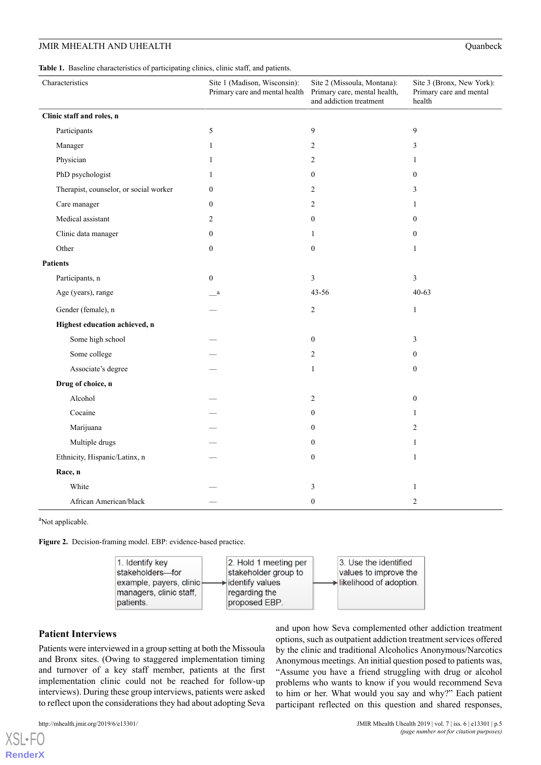**Table 1.** Baseline characteristics of participating clinics, clinic staff, and patients.

| Characteristics | Site 1 (Madison, Wisconsin): Primary care and mental health | Site 2 (Missoula, Montana): Primary care, mental health, and addiction treatment | Site 3 (Bronx, New York): Primary care and mental health |
|---|---|---|---|
| **Clinic staff and roles, n** | | | |
| Participants | 5 | 9 | 9 |
| Manager | 1 | 2 | 3 |
| Physician | 1 | 2 | 1 |
| PhD psychologist | 1 | 0 | 0 |
| Therapist, counselor, or social worker | 0 | 2 | 3 |
| Care manager | 0 | 2 | 1 |
| Medical assistant | 2 | 0 | 0 |
| Clinic data manager | 0 | 1 | 0 |
| Other | 0 | 0 | 1 |
| **Patients** | | | |
| Participants, n | 0 | 3 | 3 |
| Age (years), range | —[a] | 43-56 | 40-63 |
| Gender (female), n | — | 2 | 1 |
| **Highest education achieved, n** | | | |
| Some high school | — | 0 | 3 |
| Some college | — | 2 | 0 |
| Associate's degree | — | 1 | 0 |
| **Drug of choice, n** | | | |
| Alcohol | — | 2 | 0 |
| Cocaine | — | 0 | 1 |
| Marijuana | — | 0 | 2 |
| Multiple drugs | — | 0 | 1 |
| Ethnicity, Hispanic/Latinx, n | — | 0 | 1 |
| **Race, n** | | | |
| White | — | 3 | 1 |
| African American/black | — | 0 | 2 |

[a]Not applicable.

**Figure 2.** Decision-framing model. EBP: evidence-based practice.

1. Identify key stakeholders—for example, payers, clinic managers, clinic staff, patients. → 2. Hold 1 meeting per stakeholder group to identify values regarding the proposed EBP. → 3. Use the identified values to improve the likelihood of adoption.

## Patient Interviews

Patients were interviewed in a group setting at both the Missoula and Bronx sites. (Owing to staggered implementation timing and turnover of a key staff member, patients at the first implementation clinic could not be reached for follow-up interviews). During these group interviews, patients were asked to reflect upon the considerations they had about adopting Seva and upon how Seva complemented other addiction treatment options, such as outpatient addiction treatment services offered by the clinic and traditional Alcoholics Anonymous/Narcotics Anonymous meetings. An initial question posed to patients was, "Assume you have a friend struggling with drug or alcohol problems who wants to know if you would recommend Seva to him or her. What would you say and why?" Each patient participant reflected on this question and shared responses,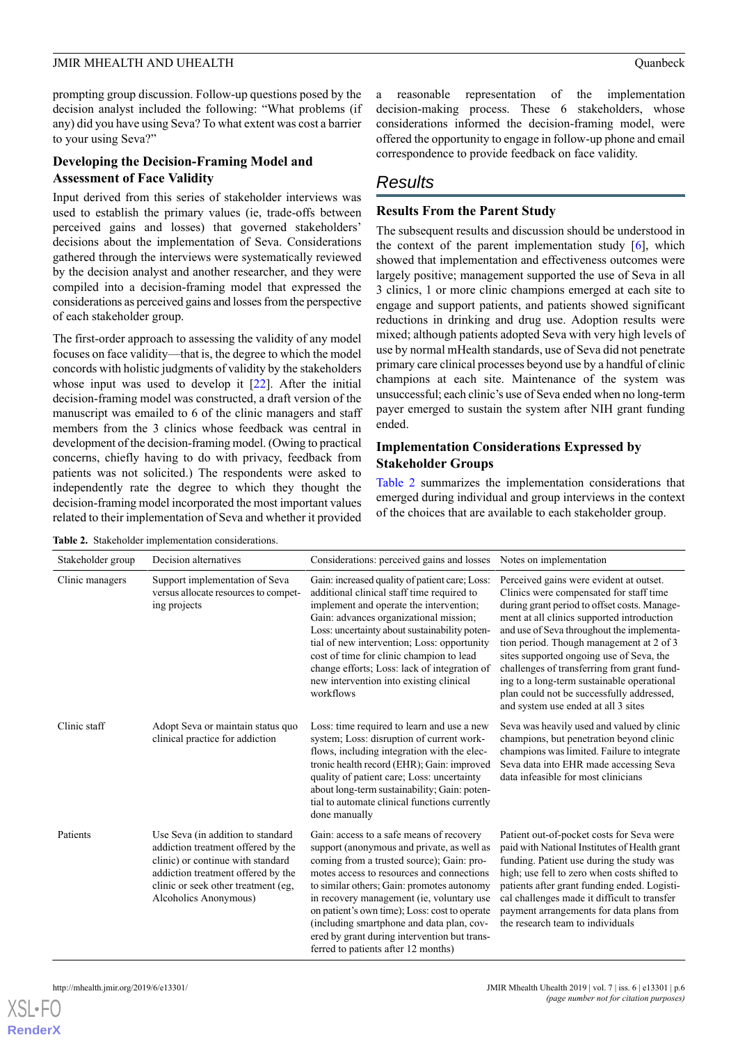prompting group discussion. Follow-up questions posed by the decision analyst included the following: "What problems (if any) did you have using Seva? To what extent was cost a barrier to your using Seva?"

### Developing the Decision-Framing Model and Assessment of Face Validity

Input derived from this series of stakeholder interviews was used to establish the primary values (ie, trade-offs between perceived gains and losses) that governed stakeholders' decisions about the implementation of Seva. Considerations gathered through the interviews were systematically reviewed by the decision analyst and another researcher, and they were compiled into a decision-framing model that expressed the considerations as perceived gains and losses from the perspective of each stakeholder group.

The first-order approach to assessing the validity of any model focuses on face validity—that is, the degree to which the model concords with holistic judgments of validity by the stakeholders whose input was used to develop it [22]. After the initial decision-framing model was constructed, a draft version of the manuscript was emailed to 6 of the clinic managers and staff members from the 3 clinics whose feedback was central in development of the decision-framing model. (Owing to practical concerns, chiefly having to do with privacy, feedback from patients was not solicited.) The respondents were asked to independently rate the degree to which they thought the decision-framing model incorporated the most important values related to their implementation of Seva and whether it provided a reasonable representation of the implementation decision-making process. These 6 stakeholders, whose considerations informed the decision-framing model, were offered the opportunity to engage in follow-up phone and email correspondence to provide feedback on face validity.

## Results

### Results From the Parent Study

The subsequent results and discussion should be understood in the context of the parent implementation study [6], which showed that implementation and effectiveness outcomes were largely positive; management supported the use of Seva in all 3 clinics, 1 or more clinic champions emerged at each site to engage and support patients, and patients showed significant reductions in drinking and drug use. Adoption results were mixed; although patients adopted Seva with very high levels of use by normal mHealth standards, use of Seva did not penetrate primary care clinical processes beyond use by a handful of clinic champions at each site. Maintenance of the system was unsuccessful; each clinic's use of Seva ended when no long-term payer emerged to sustain the system after NIH grant funding ended.

### Implementation Considerations Expressed by Stakeholder Groups

Table 2 summarizes the implementation considerations that emerged during individual and group interviews in the context of the choices that are available to each stakeholder group.

**Table 2.** Stakeholder implementation considerations.

| Stakeholder group | Decision alternatives | Considerations: perceived gains and losses | Notes on implementation |
|---|---|---|---|
| Clinic managers | Support implementation of Seva versus allocate resources to competing projects | Gain: increased quality of patient care; Loss: additional clinical staff time required to implement and operate the intervention; Gain: advances organizational mission; Loss: uncertainty about sustainability potential of new intervention; Loss: opportunity cost of time for clinic champion to lead change efforts; Loss: lack of integration of new intervention into existing clinical workflows | Perceived gains were evident at outset. Clinics were compensated for staff time during grant period to offset costs. Management at all clinics supported introduction and use of Seva throughout the implementation period. Though management at 2 of 3 sites supported ongoing use of Seva, the challenges of transferring from grant funding to a long-term sustainable operational plan could not be successfully addressed, and system use ended at all 3 sites |
| Clinic staff | Adopt Seva or maintain status quo clinical practice for addiction | Loss: time required to learn and use a new system; Loss: disruption of current workflows, including integration with the electronic health record (EHR); Gain: improved quality of patient care; Loss: uncertainty about long-term sustainability; Gain: potential to automate clinical functions currently done manually | Seva was heavily used and valued by clinic champions, but penetration beyond clinic champions was limited. Failure to integrate Seva data into EHR made accessing Seva data infeasible for most clinicians |
| Patients | Use Seva (in addition to standard addiction treatment offered by the clinic) or continue with standard addiction treatment offered by the clinic or seek other treatment (eg, Alcoholics Anonymous) | Gain: access to a safe means of recovery support (anonymous and private, as well as coming from a trusted source); Gain: promotes access to resources and connections to similar others; Gain: promotes autonomy in recovery management (ie, voluntary use on patient's own time); Loss: cost to operate (including smartphone and data plan, covered by grant during intervention but transferred to patients after 12 months) | Patient out-of-pocket costs for Seva were paid with National Institutes of Health grant funding. Patient use during the study was high; use fell to zero when costs shifted to patients after grant funding ended. Logistical challenges made it difficult to transfer payment arrangements for data plans from the research team to individuals |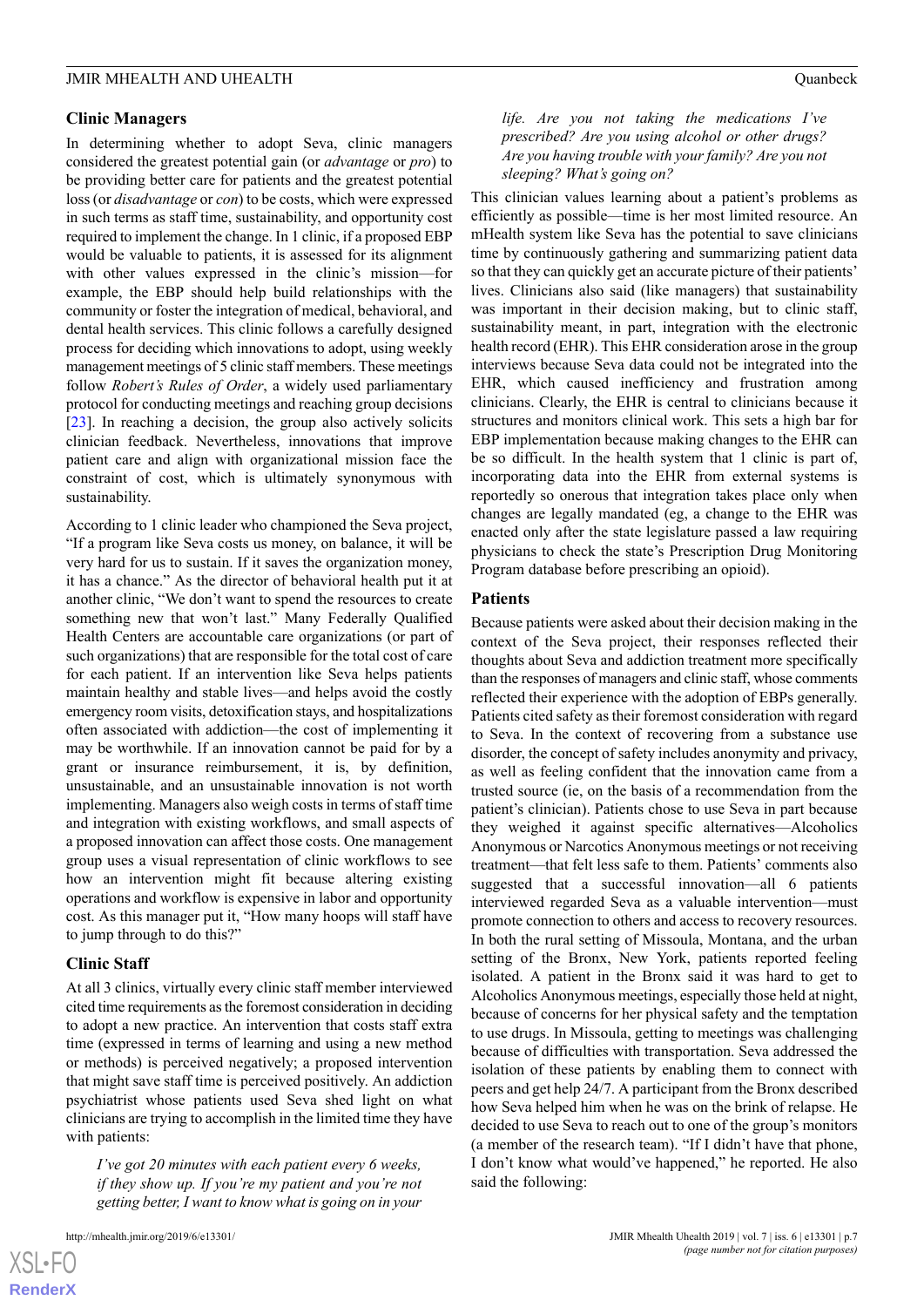### Clinic Managers

In determining whether to adopt Seva, clinic managers considered the greatest potential gain (or *advantage* or *pro*) to be providing better care for patients and the greatest potential loss (or *disadvantage* or *con*) to be costs, which were expressed in such terms as staff time, sustainability, and opportunity cost required to implement the change. In 1 clinic, if a proposed EBP would be valuable to patients, it is assessed for its alignment with other values expressed in the clinic's mission—for example, the EBP should help build relationships with the community or foster the integration of medical, behavioral, and dental health services. This clinic follows a carefully designed process for deciding which innovations to adopt, using weekly management meetings of 5 clinic staff members. These meetings follow *Robert's Rules of Order*, a widely used parliamentary protocol for conducting meetings and reaching group decisions [23]. In reaching a decision, the group also actively solicits clinician feedback. Nevertheless, innovations that improve patient care and align with organizational mission face the constraint of cost, which is ultimately synonymous with sustainability.

According to 1 clinic leader who championed the Seva project, "If a program like Seva costs us money, on balance, it will be very hard for us to sustain. If it saves the organization money, it has a chance." As the director of behavioral health put it at another clinic, "We don't want to spend the resources to create something new that won't last." Many Federally Qualified Health Centers are accountable care organizations (or part of such organizations) that are responsible for the total cost of care for each patient. If an intervention like Seva helps patients maintain healthy and stable lives—and helps avoid the costly emergency room visits, detoxification stays, and hospitalizations often associated with addiction—the cost of implementing it may be worthwhile. If an innovation cannot be paid for by a grant or insurance reimbursement, it is, by definition, unsustainable, and an unsustainable innovation is not worth implementing. Managers also weigh costs in terms of staff time and integration with existing workflows, and small aspects of a proposed innovation can affect those costs. One management group uses a visual representation of clinic workflows to see how an intervention might fit because altering existing operations and workflow is expensive in labor and opportunity cost. As this manager put it, "How many hoops will staff have to jump through to do this?"

### Clinic Staff

At all 3 clinics, virtually every clinic staff member interviewed cited time requirements as the foremost consideration in deciding to adopt a new practice. An intervention that costs staff extra time (expressed in terms of learning and using a new method or methods) is perceived negatively; a proposed intervention that might save staff time is perceived positively. An addiction psychiatrist whose patients used Seva shed light on what clinicians are trying to accomplish in the limited time they have with patients:

> *I've got 20 minutes with each patient every 6 weeks, if they show up. If you're my patient and you're not getting better, I want to know what is going on in your life. Are you not taking the medications I've prescribed? Are you using alcohol or other drugs? Are you having trouble with your family? Are you not sleeping? What's going on?*

This clinician values learning about a patient's problems as efficiently as possible—time is her most limited resource. An mHealth system like Seva has the potential to save clinicians time by continuously gathering and summarizing patient data so that they can quickly get an accurate picture of their patients' lives. Clinicians also said (like managers) that sustainability was important in their decision making, but to clinic staff, sustainability meant, in part, integration with the electronic health record (EHR). This EHR consideration arose in the group interviews because Seva data could not be integrated into the EHR, which caused inefficiency and frustration among clinicians. Clearly, the EHR is central to clinicians because it structures and monitors clinical work. This sets a high bar for EBP implementation because making changes to the EHR can be so difficult. In the health system that 1 clinic is part of, incorporating data into the EHR from external systems is reportedly so onerous that integration takes place only when changes are legally mandated (eg, a change to the EHR was enacted only after the state legislature passed a law requiring physicians to check the state's Prescription Drug Monitoring Program database before prescribing an opioid).

### Patients

Because patients were asked about their decision making in the context of the Seva project, their responses reflected their thoughts about Seva and addiction treatment more specifically than the responses of managers and clinic staff, whose comments reflected their experience with the adoption of EBPs generally. Patients cited safety as their foremost consideration with regard to Seva. In the context of recovering from a substance use disorder, the concept of safety includes anonymity and privacy, as well as feeling confident that the innovation came from a trusted source (ie, on the basis of a recommendation from the patient's clinician). Patients chose to use Seva in part because they weighed it against specific alternatives—Alcoholics Anonymous or Narcotics Anonymous meetings or not receiving treatment—that felt less safe to them. Patients' comments also suggested that a successful innovation—all 6 patients interviewed regarded Seva as a valuable intervention—must promote connection to others and access to recovery resources. In both the rural setting of Missoula, Montana, and the urban setting of the Bronx, New York, patients reported feeling isolated. A patient in the Bronx said it was hard to get to Alcoholics Anonymous meetings, especially those held at night, because of concerns for her physical safety and the temptation to use drugs. In Missoula, getting to meetings was challenging because of difficulties with transportation. Seva addressed the isolation of these patients by enabling them to connect with peers and get help 24/7. A participant from the Bronx described how Seva helped him when he was on the brink of relapse. He decided to use Seva to reach out to one of the group's monitors (a member of the research team). "If I didn't have that phone, I don't know what would've happened," he reported. He also said the following: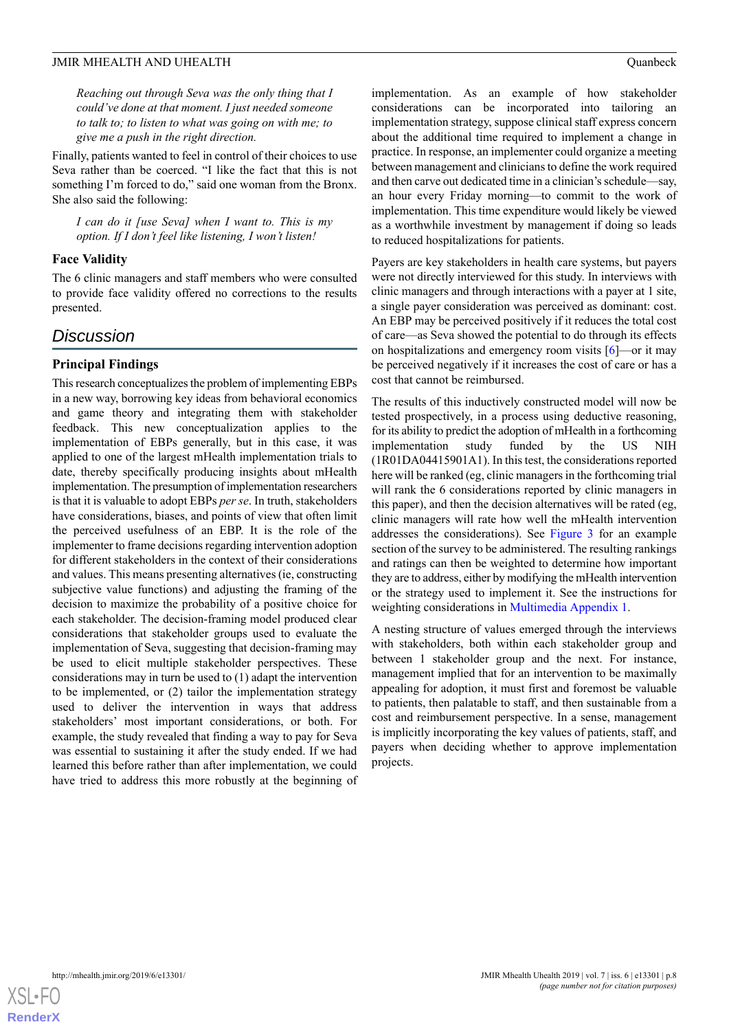> *Reaching out through Seva was the only thing that I could've done at that moment. I just needed someone to talk to; to listen to what was going on with me; to give me a push in the right direction.*

Finally, patients wanted to feel in control of their choices to use Seva rather than be coerced. "I like the fact that this is not something I'm forced to do," said one woman from the Bronx. She also said the following:

> *I can do it [use Seva] when I want to. This is my option. If I don't feel like listening, I won't listen!*

### Face Validity

The 6 clinic managers and staff members who were consulted to provide face validity offered no corrections to the results presented.

## Discussion

### Principal Findings

This research conceptualizes the problem of implementing EBPs in a new way, borrowing key ideas from behavioral economics and game theory and integrating them with stakeholder feedback. This new conceptualization applies to the implementation of EBPs generally, but in this case, it was applied to one of the largest mHealth implementation trials to date, thereby specifically producing insights about mHealth implementation. The presumption of implementation researchers is that it is valuable to adopt EBPs *per se*. In truth, stakeholders have considerations, biases, and points of view that often limit the perceived usefulness of an EBP. It is the role of the implementer to frame decisions regarding intervention adoption for different stakeholders in the context of their considerations and values. This means presenting alternatives (ie, constructing subjective value functions) and adjusting the framing of the decision to maximize the probability of a positive choice for each stakeholder. The decision-framing model produced clear considerations that stakeholder groups used to evaluate the implementation of Seva, suggesting that decision-framing may be used to elicit multiple stakeholder perspectives. These considerations may in turn be used to (1) adapt the intervention to be implemented, or (2) tailor the implementation strategy used to deliver the intervention in ways that address stakeholders' most important considerations, or both. For example, the study revealed that finding a way to pay for Seva was essential to sustaining it after the study ended. If we had learned this before rather than after implementation, we could have tried to address this more robustly at the beginning of implementation. As an example of how stakeholder considerations can be incorporated into tailoring an implementation strategy, suppose clinical staff express concern about the additional time required to implement a change in practice. In response, an implementer could organize a meeting between management and clinicians to define the work required and then carve out dedicated time in a clinician's schedule—say, an hour every Friday morning—to commit to the work of implementation. This time expenditure would likely be viewed as a worthwhile investment by management if doing so leads to reduced hospitalizations for patients.

Payers are key stakeholders in health care systems, but payers were not directly interviewed for this study. In interviews with clinic managers and through interactions with a payer at 1 site, a single payer consideration was perceived as dominant: cost. An EBP may be perceived positively if it reduces the total cost of care—as Seva showed the potential to do through its effects on hospitalizations and emergency room visits [6]—or it may be perceived negatively if it increases the cost of care or has a cost that cannot be reimbursed.

The results of this inductively constructed model will now be tested prospectively, in a process using deductive reasoning, for its ability to predict the adoption of mHealth in a forthcoming implementation study funded by the US NIH (1R01DA04415901A1). In this test, the considerations reported here will be ranked (eg, clinic managers in the forthcoming trial will rank the 6 considerations reported by clinic managers in this paper), and then the decision alternatives will be rated (eg, clinic managers will rate how well the mHealth intervention addresses the considerations). See Figure 3 for an example section of the survey to be administered. The resulting rankings and ratings can then be weighted to determine how important they are to address, either by modifying the mHealth intervention or the strategy used to implement it. See the instructions for weighting considerations in Multimedia Appendix 1.

A nesting structure of values emerged through the interviews with stakeholders, both within each stakeholder group and between 1 stakeholder group and the next. For instance, management implied that for an intervention to be maximally appealing for adoption, it must first and foremost be valuable to patients, then palatable to staff, and then sustainable from a cost and reimbursement perspective. In a sense, management is implicitly incorporating the key values of patients, staff, and payers when deciding whether to approve implementation projects.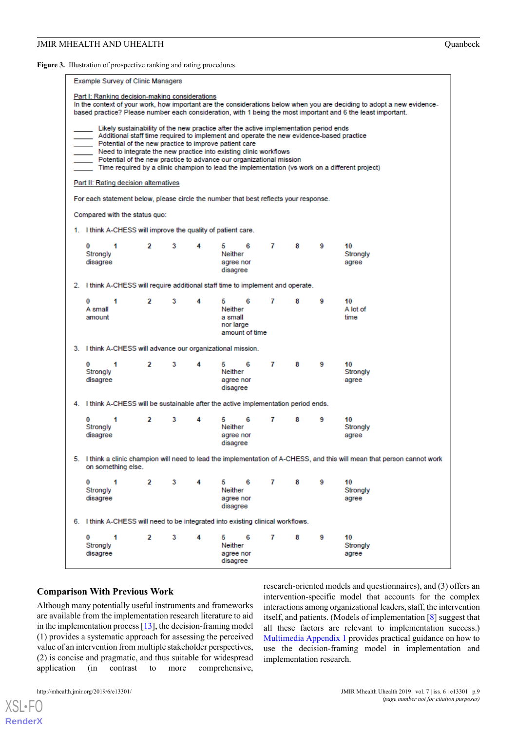**Figure 3.** Illustration of prospective ranking and rating procedures.

Example Survey of Clinic Managers

Part I: Ranking decision-making considerations

In the context of your work, how important are the considerations below when you are deciding to adopt a new evidence-based practice? Please number each consideration, with 1 being the most important and 6 the least important.

_____ Likely sustainability of the new practice after the active implementation period ends
_____ Additional staff time required to implement and operate the new evidence-based practice
_____ Potential of the new practice to improve patient care
_____ Need to integrate the new practice into existing clinic workflows
_____ Potential of the new practice to advance our organizational mission
_____ Time required by a clinic champion to lead the implementation (vs work on a different project)

Part II: Rating decision alternatives

For each statement below, please circle the number that best reflects your response.

Compared with the status quo:

1. I think A-CHESS will improve the quality of patient care.

   0 (Strongly disagree) 1 2 3 4 5 (Neither agree nor disagree) 6 7 8 9 10 (Strongly agree)

2. I think A-CHESS will require additional staff time to implement and operate.

   0 (A small amount) 1 2 3 4 5 (Neither a small nor large amount of time) 6 7 8 9 10 (A lot of time)

3. I think A-CHESS will advance our organizational mission.

   0 (Strongly disagree) 1 2 3 4 5 (Neither agree nor disagree) 6 7 8 9 10 (Strongly agree)

4. I think A-CHESS will be sustainable after the active implementation period ends.

   0 (Strongly disagree) 1 2 3 4 5 (Neither agree nor disagree) 6 7 8 9 10 (Strongly agree)

5. I think a clinic champion will need to lead the implementation of A-CHESS, and this will mean that person cannot work on something else.

   0 (Strongly disagree) 1 2 3 4 5 (Neither agree nor disagree) 6 7 8 9 10 (Strongly agree)

6. I think A-CHESS will need to be integrated into existing clinical workflows.

   0 (Strongly disagree) 1 2 3 4 5 (Neither agree nor disagree) 6 7 8 9 10 (Strongly agree)

### Comparison With Previous Work

Although many potentially useful instruments and frameworks are available from the implementation research literature to aid in the implementation process [13], the decision-framing model (1) provides a systematic approach for assessing the perceived value of an intervention from multiple stakeholder perspectives, (2) is concise and pragmatic, and thus suitable for widespread application (in contrast to more comprehensive, research-oriented models and questionnaires), and (3) offers an intervention-specific model that accounts for the complex interactions among organizational leaders, staff, the intervention itself, and patients. (Models of implementation [8] suggest that all these factors are relevant to implementation success.) Multimedia Appendix 1 provides practical guidance on how to use the decision-framing model in implementation and implementation research.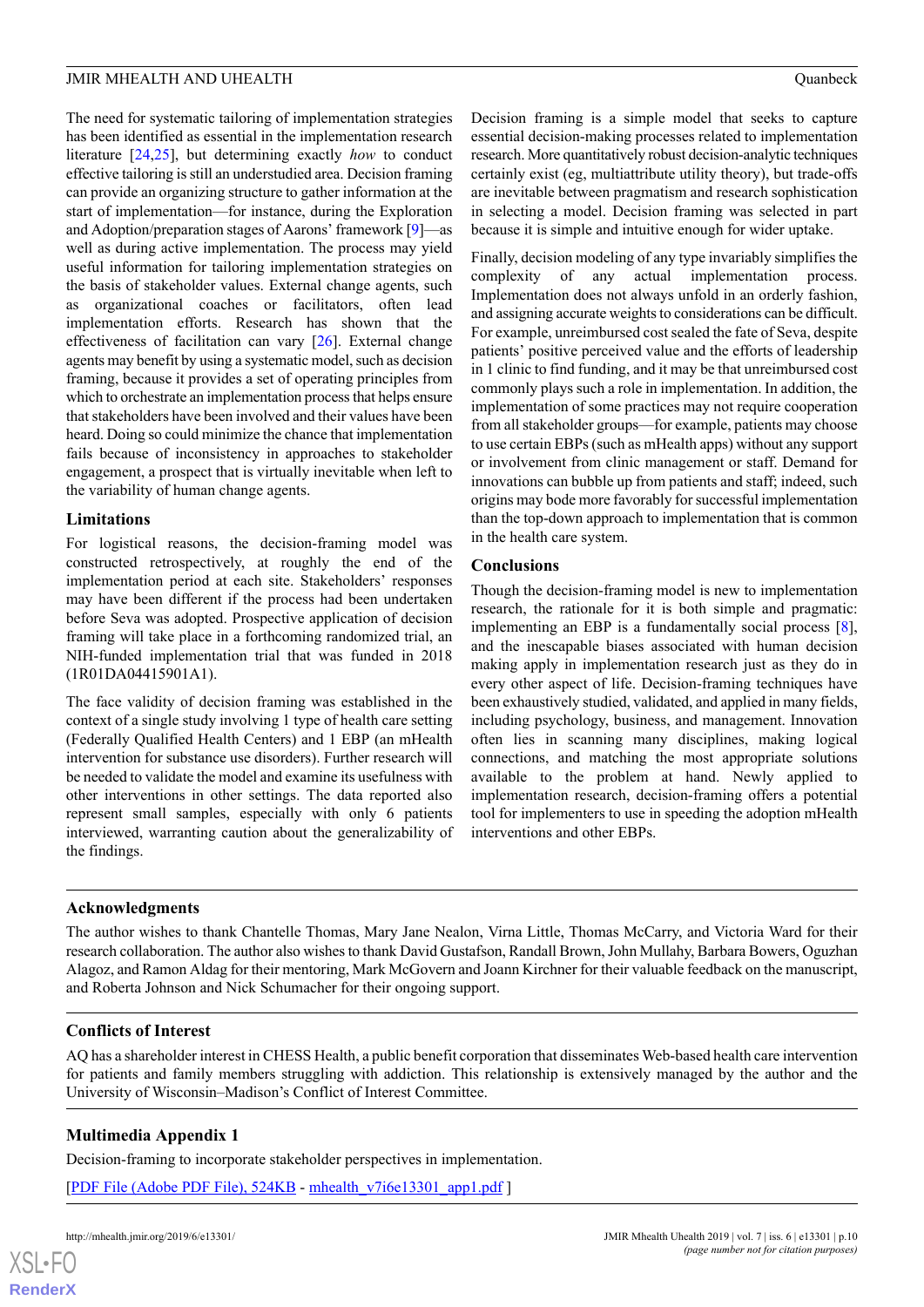The need for systematic tailoring of implementation strategies has been identified as essential in the implementation research literature [24,25], but determining exactly *how* to conduct effective tailoring is still an understudied area. Decision framing can provide an organizing structure to gather information at the start of implementation—for instance, during the Exploration and Adoption/preparation stages of Aarons' framework [9]—as well as during active implementation. The process may yield useful information for tailoring implementation strategies on the basis of stakeholder values. External change agents, such as organizational coaches or facilitators, often lead implementation efforts. Research has shown that the effectiveness of facilitation can vary [26]. External change agents may benefit by using a systematic model, such as decision framing, because it provides a set of operating principles from which to orchestrate an implementation process that helps ensure that stakeholders have been involved and their values have been heard. Doing so could minimize the chance that implementation fails because of inconsistency in approaches to stakeholder engagement, a prospect that is virtually inevitable when left to the variability of human change agents.

### Limitations

For logistical reasons, the decision-framing model was constructed retrospectively, at roughly the end of the implementation period at each site. Stakeholders' responses may have been different if the process had been undertaken before Seva was adopted. Prospective application of decision framing will take place in a forthcoming randomized trial, an NIH-funded implementation trial that was funded in 2018 (1R01DA04415901A1).

The face validity of decision framing was established in the context of a single study involving 1 type of health care setting (Federally Qualified Health Centers) and 1 EBP (an mHealth intervention for substance use disorders). Further research will be needed to validate the model and examine its usefulness with other interventions in other settings. The data reported also represent small samples, especially with only 6 patients interviewed, warranting caution about the generalizability of the findings.

Decision framing is a simple model that seeks to capture essential decision-making processes related to implementation research. More quantitatively robust decision-analytic techniques certainly exist (eg, multiattribute utility theory), but trade-offs are inevitable between pragmatism and research sophistication in selecting a model. Decision framing was selected in part because it is simple and intuitive enough for wider uptake.

Finally, decision modeling of any type invariably simplifies the complexity of any actual implementation process. Implementation does not always unfold in an orderly fashion, and assigning accurate weights to considerations can be difficult. For example, unreimbursed cost sealed the fate of Seva, despite patients' positive perceived value and the efforts of leadership in 1 clinic to find funding, and it may be that unreimbursed cost commonly plays such a role in implementation. In addition, the implementation of some practices may not require cooperation from all stakeholder groups—for example, patients may choose to use certain EBPs (such as mHealth apps) without any support or involvement from clinic management or staff. Demand for innovations can bubble up from patients and staff; indeed, such origins may bode more favorably for successful implementation than the top-down approach to implementation that is common in the health care system.

### Conclusions

Though the decision-framing model is new to implementation research, the rationale for it is both simple and pragmatic: implementing an EBP is a fundamentally social process [8], and the inescapable biases associated with human decision making apply in implementation research just as they do in every other aspect of life. Decision-framing techniques have been exhaustively studied, validated, and applied in many fields, including psychology, business, and management. Innovation often lies in scanning many disciplines, making logical connections, and matching the most appropriate solutions available to the problem at hand. Newly applied to implementation research, decision-framing offers a potential tool for implementers to use in speeding the adoption mHealth interventions and other EBPs.

## Acknowledgments

The author wishes to thank Chantelle Thomas, Mary Jane Nealon, Virna Little, Thomas McCarry, and Victoria Ward for their research collaboration. The author also wishes to thank David Gustafson, Randall Brown, John Mullahy, Barbara Bowers, Oguzhan Alagoz, and Ramon Aldag for their mentoring, Mark McGovern and Joann Kirchner for their valuable feedback on the manuscript, and Roberta Johnson and Nick Schumacher for their ongoing support.

## Conflicts of Interest

AQ has a shareholder interest in CHESS Health, a public benefit corporation that disseminates Web-based health care intervention for patients and family members struggling with addiction. This relationship is extensively managed by the author and the University of Wisconsin–Madison's Conflict of Interest Committee.

## Multimedia Appendix 1

Decision-framing to incorporate stakeholder perspectives in implementation.

[PDF File (Adobe PDF File), 524KB - mhealth_v7i6e13301_app1.pdf ]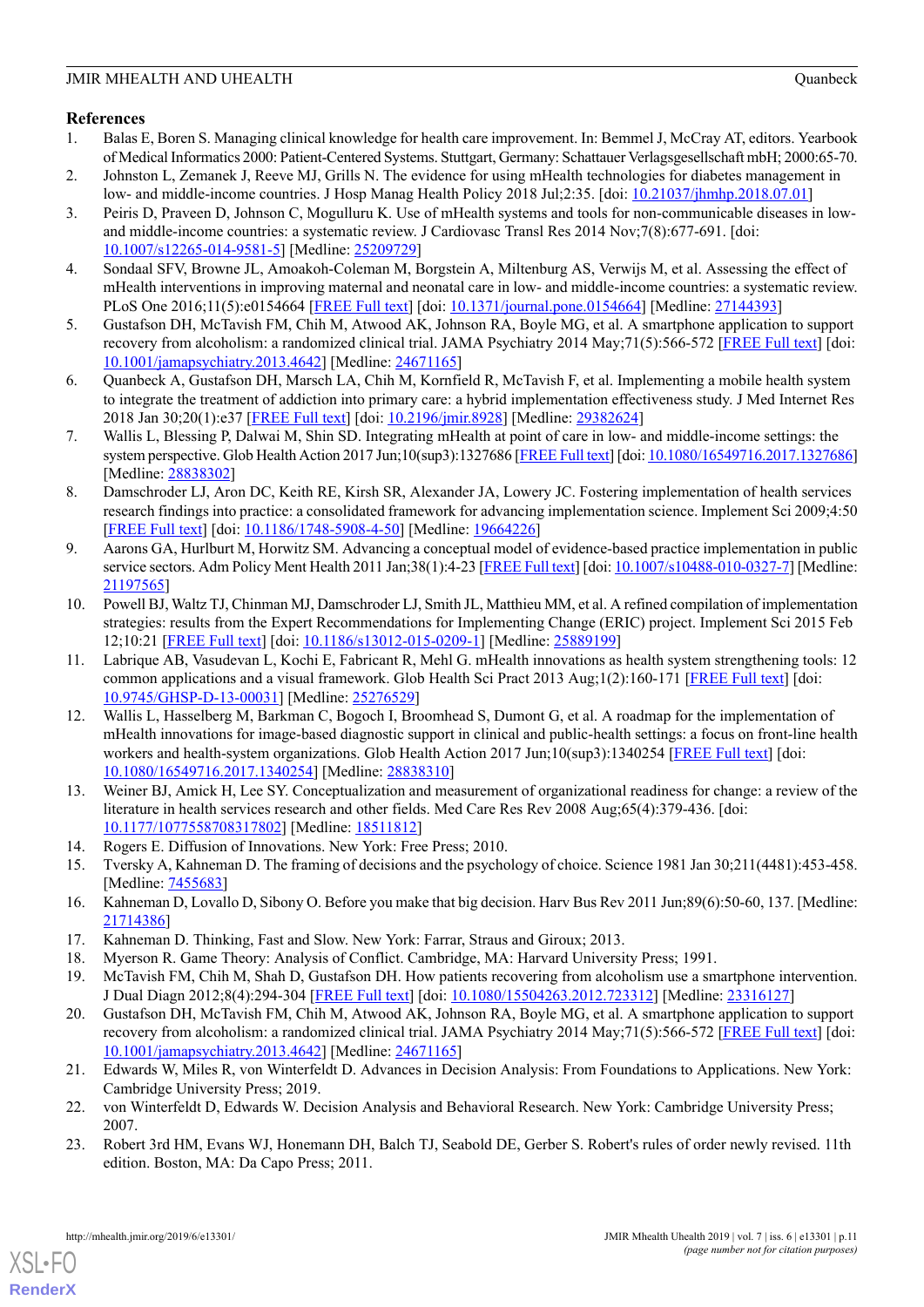## References

1. Balas E, Boren S. Managing clinical knowledge for health care improvement. In: Bemmel J, McCray AT, editors. Yearbook of Medical Informatics 2000: Patient-Centered Systems. Stuttgart, Germany: Schattauer Verlagsgesellschaft mbH; 2000:65-70.
2. Johnston L, Zemanek J, Reeve MJ, Grills N. The evidence for using mHealth technologies for diabetes management in low- and middle-income countries. J Hosp Manag Health Policy 2018 Jul;2:35. [doi: 10.21037/jhmhp.2018.07.01]
3. Peiris D, Praveen D, Johnson C, Mogulluru K. Use of mHealth systems and tools for non-communicable diseases in low- and middle-income countries: a systematic review. J Cardiovasc Transl Res 2014 Nov;7(8):677-691. [doi: 10.1007/s12265-014-9581-5] [Medline: 25209729]
4. Sondaal SFV, Browne JL, Amoakoh-Coleman M, Borgstein A, Miltenburg AS, Verwijs M, et al. Assessing the effect of mHealth interventions in improving maternal and neonatal care in low- and middle-income countries: a systematic review. PLoS One 2016;11(5):e0154664 [FREE Full text] [doi: 10.1371/journal.pone.0154664] [Medline: 27144393]
5. Gustafson DH, McTavish FM, Chih M, Atwood AK, Johnson RA, Boyle MG, et al. A smartphone application to support recovery from alcoholism: a randomized clinical trial. JAMA Psychiatry 2014 May;71(5):566-572 [FREE Full text] [doi: 10.1001/jamapsychiatry.2013.4642] [Medline: 24671165]
6. Quanbeck A, Gustafson DH, Marsch LA, Chih M, Kornfield R, McTavish F, et al. Implementing a mobile health system to integrate the treatment of addiction into primary care: a hybrid implementation effectiveness study. J Med Internet Res 2018 Jan 30;20(1):e37 [FREE Full text] [doi: 10.2196/jmir.8928] [Medline: 29382624]
7. Wallis L, Blessing P, Dalwai M, Shin SD. Integrating mHealth at point of care in low- and middle-income settings: the system perspective. Glob Health Action 2017 Jun;10(sup3):1327686 [FREE Full text] [doi: 10.1080/16549716.2017.1327686] [Medline: 28838302]
8. Damschroder LJ, Aron DC, Keith RE, Kirsh SR, Alexander JA, Lowery JC. Fostering implementation of health services research findings into practice: a consolidated framework for advancing implementation science. Implement Sci 2009;4:50 [FREE Full text] [doi: 10.1186/1748-5908-4-50] [Medline: 19664226]
9. Aarons GA, Hurlburt M, Horwitz SM. Advancing a conceptual model of evidence-based practice implementation in public service sectors. Adm Policy Ment Health 2011 Jan;38(1):4-23 [FREE Full text] [doi: 10.1007/s10488-010-0327-7] [Medline: 21197565]
10. Powell BJ, Waltz TJ, Chinman MJ, Damschroder LJ, Smith JL, Matthieu MM, et al. A refined compilation of implementation strategies: results from the Expert Recommendations for Implementing Change (ERIC) project. Implement Sci 2015 Feb 12;10:21 [FREE Full text] [doi: 10.1186/s13012-015-0209-1] [Medline: 25889199]
11. Labrique AB, Vasudevan L, Kochi E, Fabricant R, Mehl G. mHealth innovations as health system strengthening tools: 12 common applications and a visual framework. Glob Health Sci Pract 2013 Aug;1(2):160-171 [FREE Full text] [doi: 10.9745/GHSP-D-13-00031] [Medline: 25276529]
12. Wallis L, Hasselberg M, Barkman C, Bogoch I, Broomhead S, Dumont G, et al. A roadmap for the implementation of mHealth innovations for image-based diagnostic support in clinical and public-health settings: a focus on front-line health workers and health-system organizations. Glob Health Action 2017 Jun;10(sup3):1340254 [FREE Full text] [doi: 10.1080/16549716.2017.1340254] [Medline: 28838310]
13. Weiner BJ, Amick H, Lee SY. Conceptualization and measurement of organizational readiness for change: a review of the literature in health services research and other fields. Med Care Res Rev 2008 Aug;65(4):379-436. [doi: 10.1177/1077558708317802] [Medline: 18511812]
14. Rogers E. Diffusion of Innovations. New York: Free Press; 2010.
15. Tversky A, Kahneman D. The framing of decisions and the psychology of choice. Science 1981 Jan 30;211(4481):453-458. [Medline: 7455683]
16. Kahneman D, Lovallo D, Sibony O. Before you make that big decision. Harv Bus Rev 2011 Jun;89(6):50-60, 137. [Medline: 21714386]
17. Kahneman D. Thinking, Fast and Slow. New York: Farrar, Straus and Giroux; 2013.
18. Myerson R. Game Theory: Analysis of Conflict. Cambridge, MA: Harvard University Press; 1991.
19. McTavish FM, Chih M, Shah D, Gustafson DH. How patients recovering from alcoholism use a smartphone intervention. J Dual Diagn 2012;8(4):294-304 [FREE Full text] [doi: 10.1080/15504263.2012.723312] [Medline: 23316127]
20. Gustafson DH, McTavish FM, Chih M, Atwood AK, Johnson RA, Boyle MG, et al. A smartphone application to support recovery from alcoholism: a randomized clinical trial. JAMA Psychiatry 2014 May;71(5):566-572 [FREE Full text] [doi: 10.1001/jamapsychiatry.2013.4642] [Medline: 24671165]
21. Edwards W, Miles R, von Winterfeldt D. Advances in Decision Analysis: From Foundations to Applications. New York: Cambridge University Press; 2019.
22. von Winterfeldt D, Edwards W. Decision Analysis and Behavioral Research. New York: Cambridge University Press; 2007.
23. Robert 3rd HM, Evans WJ, Honemann DH, Balch TJ, Seabold DE, Gerber S. Robert's rules of order newly revised. 11th edition. Boston, MA: Da Capo Press; 2011.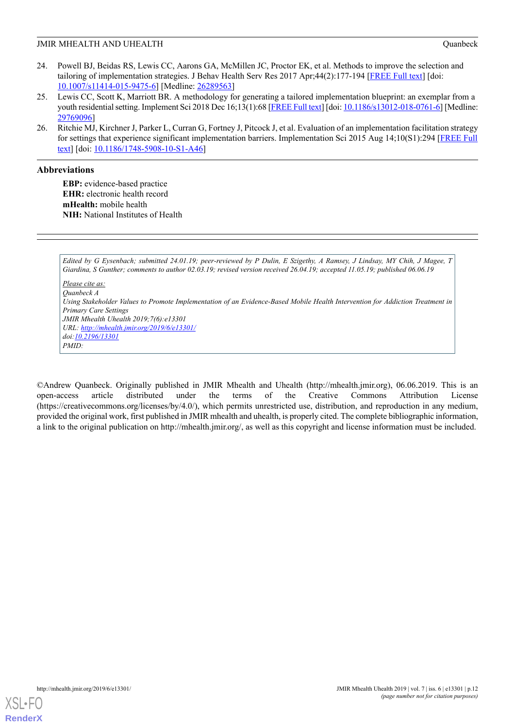24. Powell BJ, Beidas RS, Lewis CC, Aarons GA, McMillen JC, Proctor EK, et al. Methods to improve the selection and tailoring of implementation strategies. J Behav Health Serv Res 2017 Apr;44(2):177-194 [FREE Full text] [doi: 10.1007/s11414-015-9475-6] [Medline: 26289563]
25. Lewis CC, Scott K, Marriott BR. A methodology for generating a tailored implementation blueprint: an exemplar from a youth residential setting. Implement Sci 2018 Dec 16;13(1):68 [FREE Full text] [doi: 10.1186/s13012-018-0761-6] [Medline: 29769096]
26. Ritchie MJ, Kirchner J, Parker L, Curran G, Fortney J, Pitcock J, et al. Evaluation of an implementation facilitation strategy for settings that experience significant implementation barriers. Implementation Sci 2015 Aug 14;10(S1):294 [FREE Full text] [doi: 10.1186/1748-5908-10-S1-A46]

## Abbreviations

**EBP:** evidence-based practice
**EHR:** electronic health record
**mHealth:** mobile health
**NIH:** National Institutes of Health

*Edited by G Eysenbach; submitted 24.01.19; peer-reviewed by P Dulin, E Szigethy, A Ramsey, J Lindsay, MY Chih, J Magee, T Giardina, S Gunther; comments to author 02.03.19; revised version received 26.04.19; accepted 11.05.19; published 06.06.19*

*Please cite as:*
*Quanbeck A*
*Using Stakeholder Values to Promote Implementation of an Evidence-Based Mobile Health Intervention for Addiction Treatment in Primary Care Settings*
*JMIR Mhealth Uhealth 2019;7(6):e13301*
*URL: http://mhealth.jmir.org/2019/6/e13301/*
*doi:10.2196/13301*
*PMID:*

©Andrew Quanbeck. Originally published in JMIR Mhealth and Uhealth (http://mhealth.jmir.org), 06.06.2019. This is an open-access article distributed under the terms of the Creative Commons Attribution License (https://creativecommons.org/licenses/by/4.0/), which permits unrestricted use, distribution, and reproduction in any medium, provided the original work, first published in JMIR mhealth and uhealth, is properly cited. The complete bibliographic information, a link to the original publication on http://mhealth.jmir.org/, as well as this copyright and license information must be included.